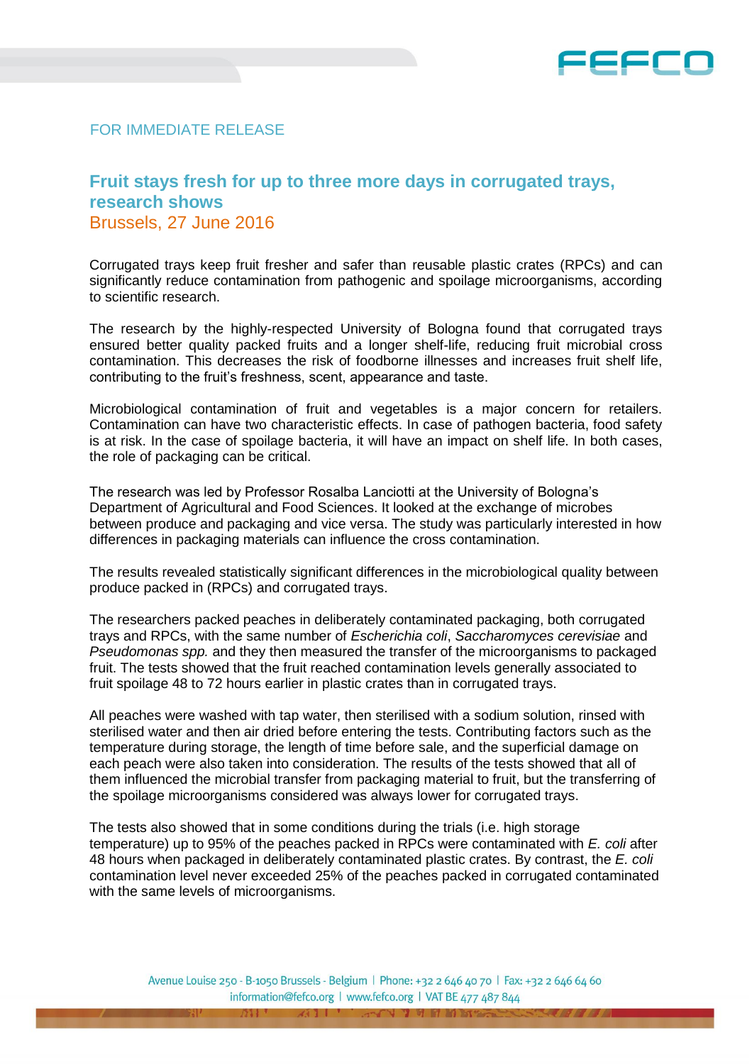FOR IMMEDIATE RELEASE

# Fruit stays fresh for up to three more days in corrugated trays, research shows

Brussels, 27 June 2016

Corrugated trays keep fruit fresher and safer than reusable plastic crates (RPCs) and can significantly reduce contamination from pathogenic and spoilage microorganisms, according to scientific research.

The research by the highly-respected University of Bologna found that corrugated trays ensured better quality packed fruits and a longer shelf-life, reducing fruit microbial cross contamination. This decreases the risk of foodborne illnesses and increases fruit shelf life, contributing to the fruit's freshness, scent, appearance and taste.

Microbiological contamination of fruit and vegetables is a major concern for retailers. Contamination can have two characteristic effects. In case of pathogen bacteria, food safety is at risk. In the case of spoilage bacteria, it will have an impact on shelf life. In both cases, the role of packaging can be critical.

The research was led by Professor Rosalba Lanciotti at the University of Bologna's Department of Agricultural and Food Sciences. It looked at the exchange of microbes between produce and packaging and vice versa. The study was particularly interested in how differences in packaging materials can influence the cross contamination.

The results revealed statistically significant differences in the microbiological quality between produce packed in (RPCs) and corrugated trays.

The researchers packed peaches in deliberately contaminated packaging, both corrugated trays and RPCs, with the same number of *Escherichia coli*, *Saccharomyces cerevisiae* and *Pseudomonas spp.* and they then measured the transfer of the microorganisms to packaged fruit. The tests showed that the fruit reached contamination levels generally associated to fruit spoilage 48 to 72 hours earlier in plastic crates than in corrugated trays.

All peaches were washed with tap water, then sterilised with a sodium solution, rinsed with sterilised water and then air dried before entering the tests. Contributing factors such as the temperature during storage, the length of time before sale, and the superficial damage on each peach were also taken into consideration. The results of the tests showed that all of them influenced the microbial transfer from packaging material to fruit, but the transferring of the spoilage microorganisms considered was always lower for corrugated trays.

The tests also showed that in some conditions during the trials (i.e. high storage temperature) up to 95% of the peaches packed in RPCs were contaminated with *E. coli* after 48 hours when packaged in deliberately contaminated plastic crates. By contrast, the *E. coli* contamination level never exceeded 25% of the peaches packed in corrugated contaminated with the same levels of microorganisms.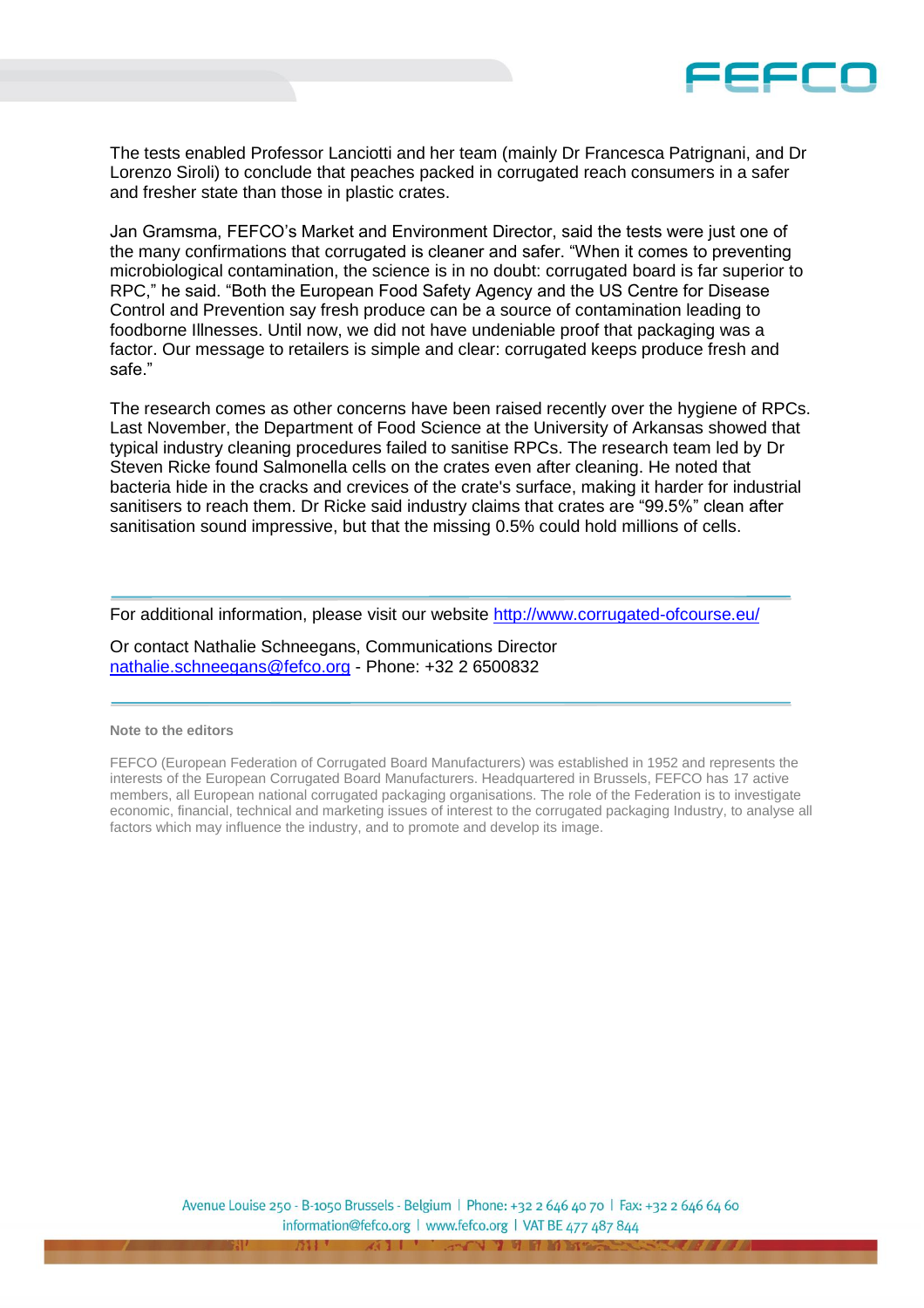The tests enabled Professor Lanciotti and her team (mainly Dr Francesca Patrignani, and Dr Lorenzo Siroli) to conclude that peaches packed in corrugated reach consumers in a safer and fresher state than those in plastic crates.

Jan Gramsma, FEFCO's Market and Environment Director, said the tests were just one of the many confirmations that corrugated is cleaner and safer. "When it comes to preventing microbiological contamination, the science is in no doubt: corrugated board is far superior to RPC," he said. "Both the European Food Safety Agency and the US Centre for Disease Control and Prevention say fresh produce can be a source of contamination leading to foodborne Illnesses. Until now, we did not have undeniable proof that packaging was a factor. Our message to retailers is simple and clear: corrugated keeps produce fresh and safe."

The research comes as other concerns have been raised recently over the hygiene of RPCs. Last November, the Department of Food Science at the University of Arkansas showed that typical industry cleaning procedures failed to sanitise RPCs. The research team led by Dr Steven Ricke found Salmonella cells on the crates even after cleaning. He noted that bacteria hide in the cracks and crevices of the crate's surface, making it harder for industrial sanitisers to reach them. Dr Ricke said industry claims that crates are "99.5%" clean after sanitisation sound impressive, but that the missing 0.5% could hold millions of cells.

---

For additional information, please visit our website http://www.corrugated-ofcourse.eu/

Or contact Nathalie Schneegans, Communications Director
nathalie.schneegans@fefco.org - Phone: +32 2 6500832

---

**Note to the editors**

FEFCO (European Federation of Corrugated Board Manufacturers) was established in 1952 and represents the interests of the European Corrugated Board Manufacturers. Headquartered in Brussels, FEFCO has 17 active members, all European national corrugated packaging organisations. The role of the Federation is to investigate economic, financial, technical and marketing issues of interest to the corrugated packaging Industry, to analyse all factors which may influence the industry, and to promote and develop its image.